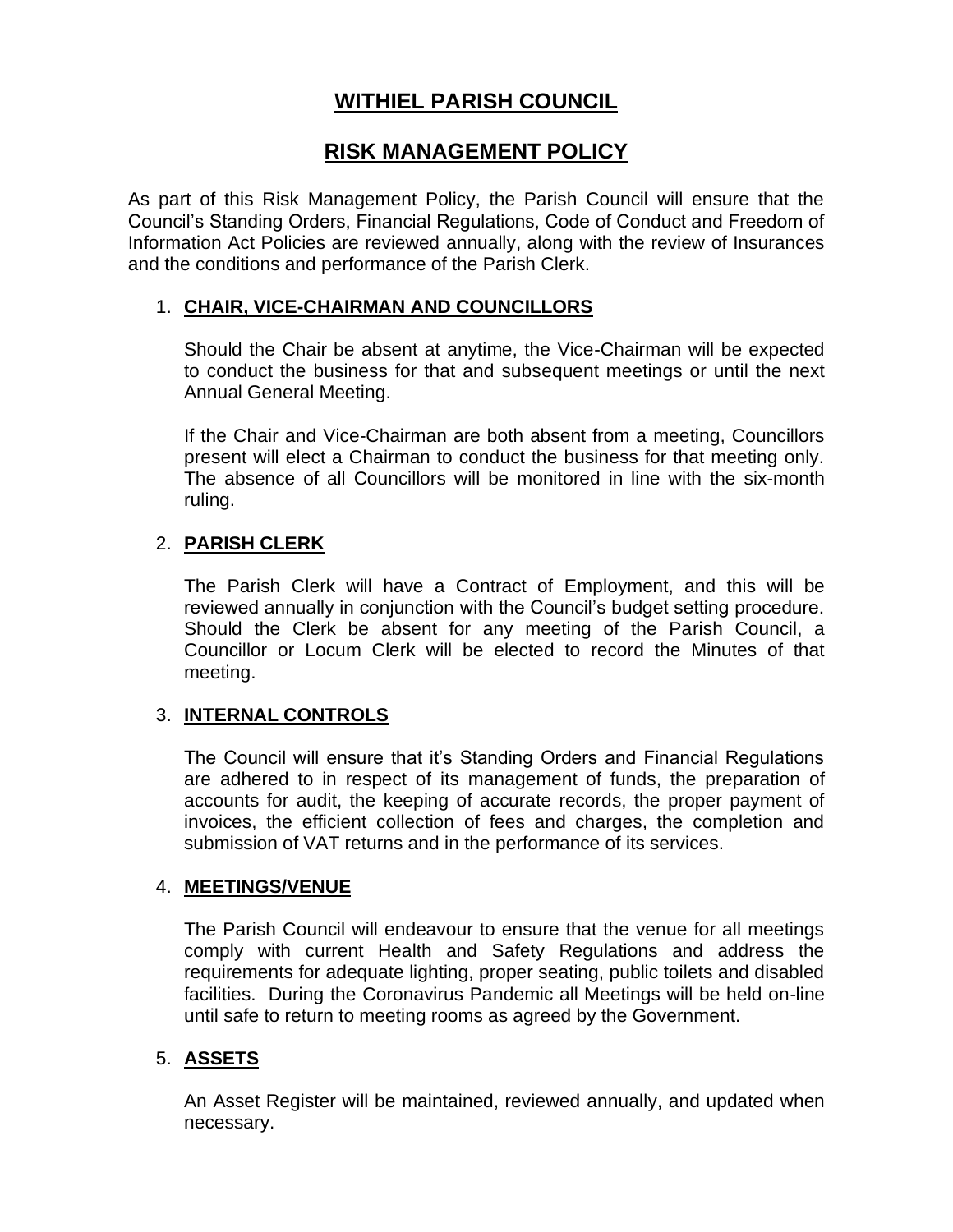# WITHIEL PARISH COUNCIL

## RISK MANAGEMENT POLICY

As part of this Risk Management Policy, the Parish Council will ensure that the Council's Standing Orders, Financial Regulations, Code of Conduct and Freedom of Information Act Policies are reviewed annually, along with the review of Insurances and the conditions and performance of the Parish Clerk.

1. **CHAIR, VICE-CHAIRMAN AND COUNCILLORS**

   Should the Chair be absent at anytime, the Vice-Chairman will be expected to conduct the business for that and subsequent meetings or until the next Annual General Meeting.

   If the Chair and Vice-Chairman are both absent from a meeting, Councillors present will elect a Chairman to conduct the business for that meeting only. The absence of all Councillors will be monitored in line with the six-month ruling.

2. **PARISH CLERK**

   The Parish Clerk will have a Contract of Employment, and this will be reviewed annually in conjunction with the Council's budget setting procedure. Should the Clerk be absent for any meeting of the Parish Council, a Councillor or Locum Clerk will be elected to record the Minutes of that meeting.

3. **INTERNAL CONTROLS**

   The Council will ensure that it's Standing Orders and Financial Regulations are adhered to in respect of its management of funds, the preparation of accounts for audit, the keeping of accurate records, the proper payment of invoices, the efficient collection of fees and charges, the completion and submission of VAT returns and in the performance of its services.

4. **MEETINGS/VENUE**

   The Parish Council will endeavour to ensure that the venue for all meetings comply with current Health and Safety Regulations and address the requirements for adequate lighting, proper seating, public toilets and disabled facilities. During the Coronavirus Pandemic all Meetings will be held on-line until safe to return to meeting rooms as agreed by the Government.

5. **ASSETS**

   An Asset Register will be maintained, reviewed annually, and updated when necessary.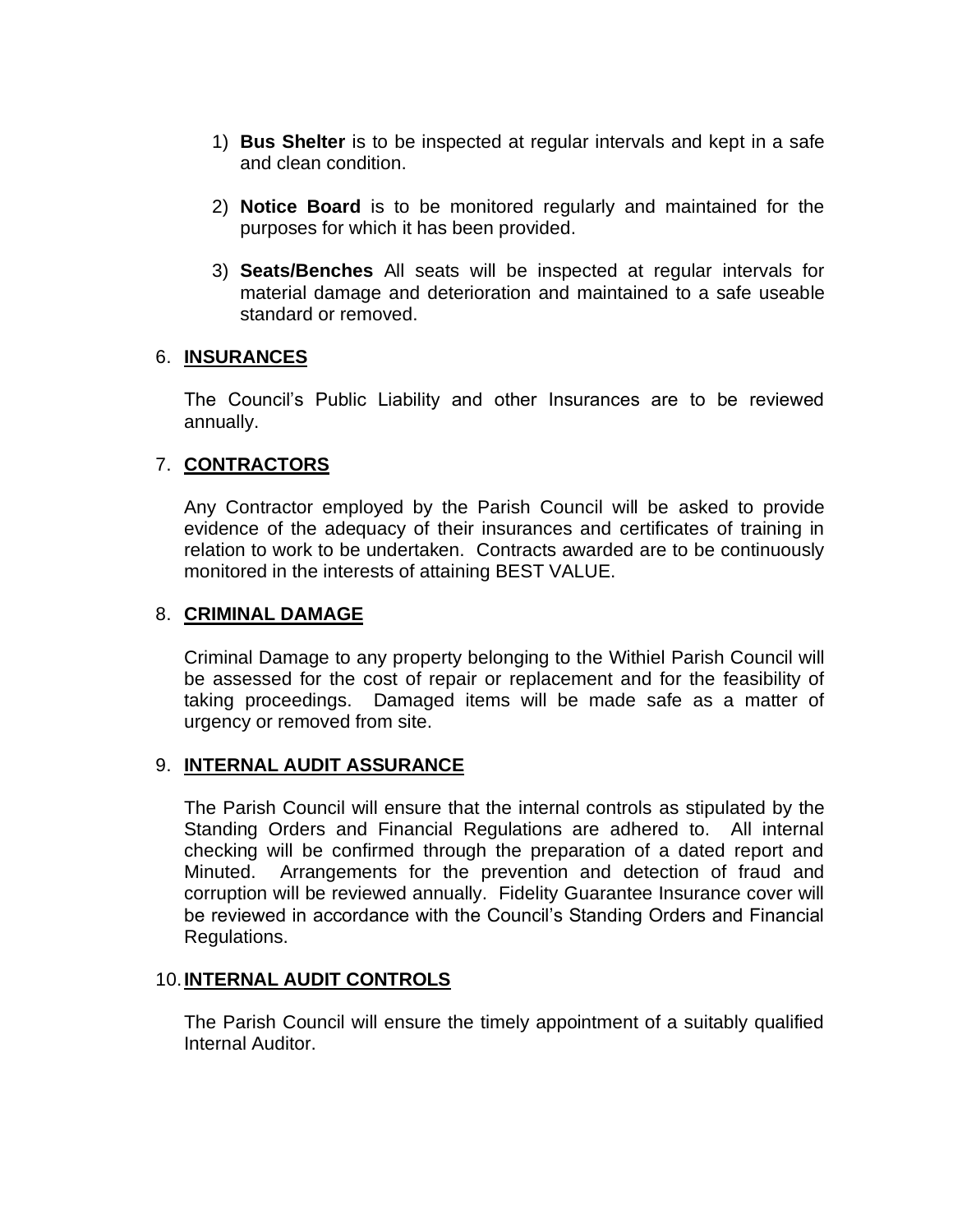1) **Bus Shelter** is to be inspected at regular intervals and kept in a safe and clean condition.

2) **Notice Board** is to be monitored regularly and maintained for the purposes for which it has been provided.

3) **Seats/Benches** All seats will be inspected at regular intervals for material damage and deterioration and maintained to a safe useable standard or removed.

## 6. INSURANCES

The Council's Public Liability and other Insurances are to be reviewed annually.

## 7. CONTRACTORS

Any Contractor employed by the Parish Council will be asked to provide evidence of the adequacy of their insurances and certificates of training in relation to work to be undertaken. Contracts awarded are to be continuously monitored in the interests of attaining BEST VALUE.

## 8. CRIMINAL DAMAGE

Criminal Damage to any property belonging to the Withiel Parish Council will be assessed for the cost of repair or replacement and for the feasibility of taking proceedings. Damaged items will be made safe as a matter of urgency or removed from site.

## 9. INTERNAL AUDIT ASSURANCE

The Parish Council will ensure that the internal controls as stipulated by the Standing Orders and Financial Regulations are adhered to. All internal checking will be confirmed through the preparation of a dated report and Minuted. Arrangements for the prevention and detection of fraud and corruption will be reviewed annually. Fidelity Guarantee Insurance cover will be reviewed in accordance with the Council's Standing Orders and Financial Regulations.

## 10. INTERNAL AUDIT CONTROLS

The Parish Council will ensure the timely appointment of a suitably qualified Internal Auditor.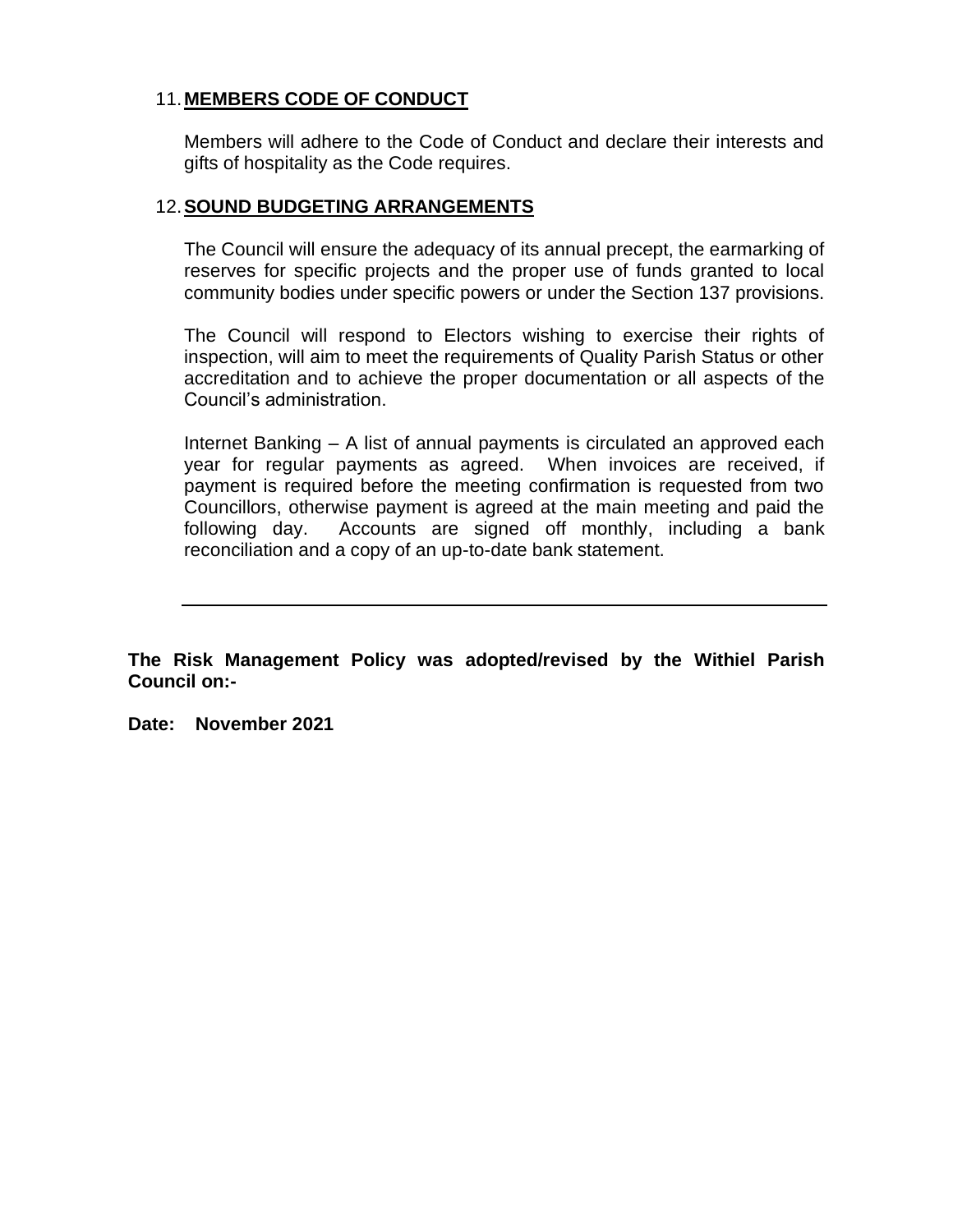## 11. MEMBERS CODE OF CONDUCT

Members will adhere to the Code of Conduct and declare their interests and gifts of hospitality as the Code requires.

## 12. SOUND BUDGETING ARRANGEMENTS

The Council will ensure the adequacy of its annual precept, the earmarking of reserves for specific projects and the proper use of funds granted to local community bodies under specific powers or under the Section 137 provisions.

The Council will respond to Electors wishing to exercise their rights of inspection, will aim to meet the requirements of Quality Parish Status or other accreditation and to achieve the proper documentation or all aspects of the Council's administration.

Internet Banking – A list of annual payments is circulated an approved each year for regular payments as agreed. When invoices are received, if payment is required before the meeting confirmation is requested from two Councillors, otherwise payment is agreed at the main meeting and paid the following day. Accounts are signed off monthly, including a bank reconciliation and a copy of an up-to-date bank statement.

---

**The Risk Management Policy was adopted/revised by the Withiel Parish Council on:-**

**Date: November 2021**